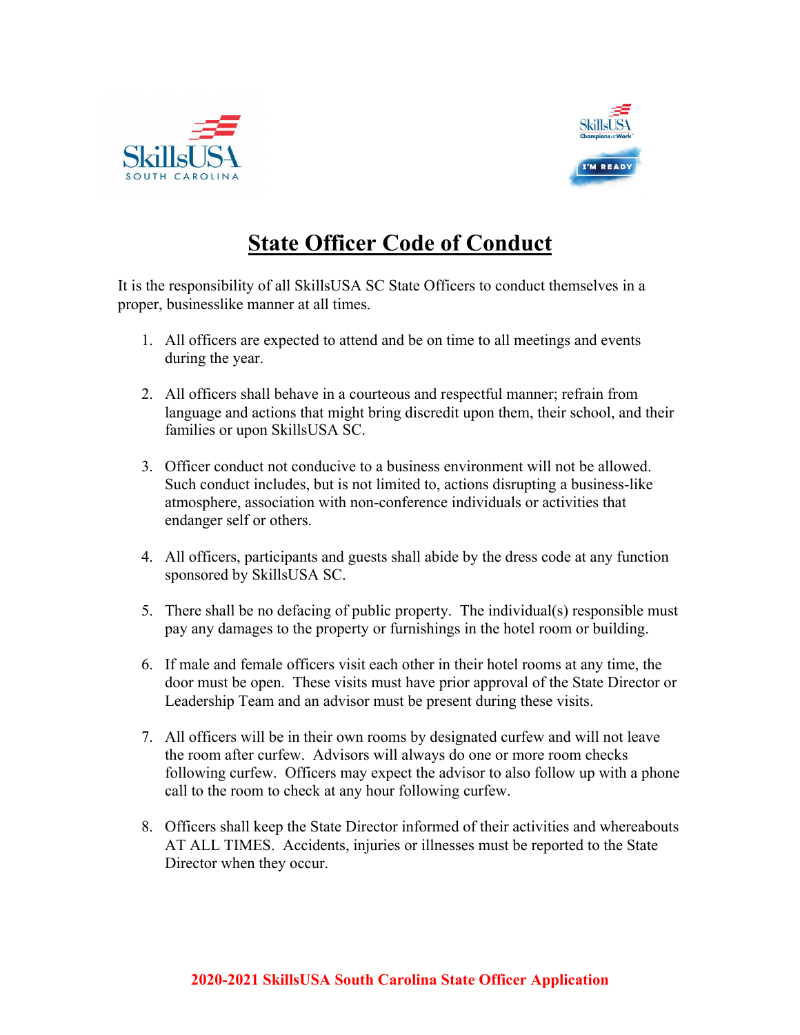# State Officer Code of Conduct

It is the responsibility of all SkillsUSA SC State Officers to conduct themselves in a proper, businesslike manner at all times.

1. All officers are expected to attend and be on time to all meetings and events during the year.

2. All officers shall behave in a courteous and respectful manner; refrain from language and actions that might bring discredit upon them, their school, and their families or upon SkillsUSA SC.

3. Officer conduct not conducive to a business environment will not be allowed. Such conduct includes, but is not limited to, actions disrupting a business-like atmosphere, association with non-conference individuals or activities that endanger self or others.

4. All officers, participants and guests shall abide by the dress code at any function sponsored by SkillsUSA SC.

5. There shall be no defacing of public property. The individual(s) responsible must pay any damages to the property or furnishings in the hotel room or building.

6. If male and female officers visit each other in their hotel rooms at any time, the door must be open. These visits must have prior approval of the State Director or Leadership Team and an advisor must be present during these visits.

7. All officers will be in their own rooms by designated curfew and will not leave the room after curfew. Advisors will always do one or more room checks following curfew. Officers may expect the advisor to also follow up with a phone call to the room to check at any hour following curfew.

8. Officers shall keep the State Director informed of their activities and whereabouts AT ALL TIMES. Accidents, injuries or illnesses must be reported to the State Director when they occur.

**2020-2021 SkillsUSA South Carolina State Officer Application**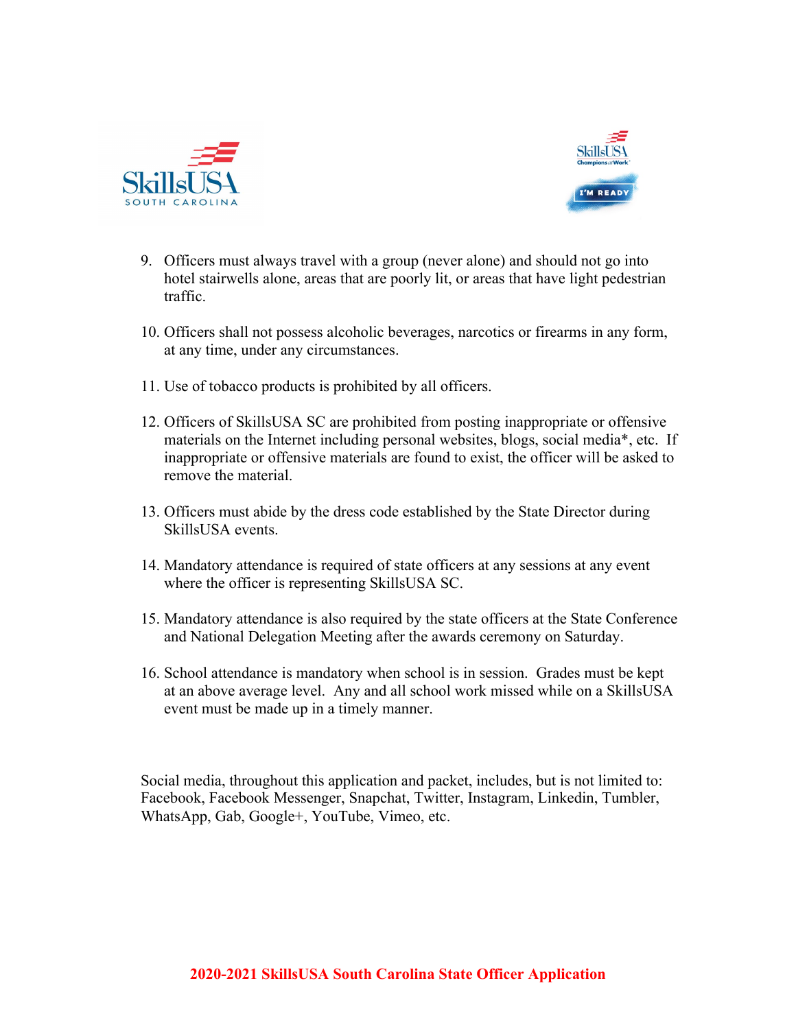9. Officers must always travel with a group (never alone) and should not go into hotel stairwells alone, areas that are poorly lit, or areas that have light pedestrian traffic.

10. Officers shall not possess alcoholic beverages, narcotics or firearms in any form, at any time, under any circumstances.

11. Use of tobacco products is prohibited by all officers.

12. Officers of SkillsUSA SC are prohibited from posting inappropriate or offensive materials on the Internet including personal websites, blogs, social media*, etc. If inappropriate or offensive materials are found to exist, the officer will be asked to remove the material.

13. Officers must abide by the dress code established by the State Director during SkillsUSA events.

14. Mandatory attendance is required of state officers at any sessions at any event where the officer is representing SkillsUSA SC.

15. Mandatory attendance is also required by the state officers at the State Conference and National Delegation Meeting after the awards ceremony on Saturday.

16. School attendance is mandatory when school is in session. Grades must be kept at an above average level. Any and all school work missed while on a SkillsUSA event must be made up in a timely manner.

Social media, throughout this application and packet, includes, but is not limited to: Facebook, Facebook Messenger, Snapchat, Twitter, Instagram, Linkedin, Tumbler, WhatsApp, Gab, Google+, YouTube, Vimeo, etc.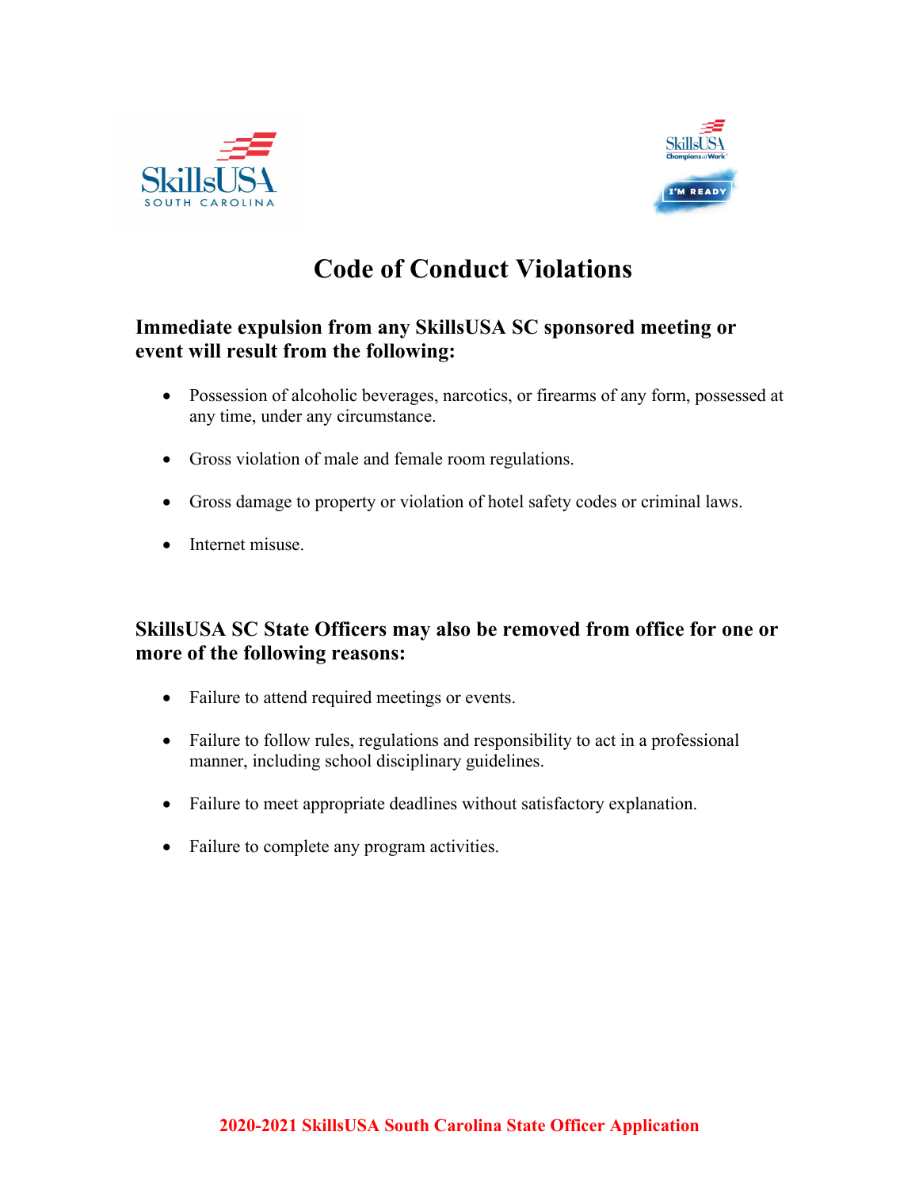# Code of Conduct Violations

**Immediate expulsion from any SkillsUSA SC sponsored meeting or event will result from the following:**

- Possession of alcoholic beverages, narcotics, or firearms of any form, possessed at any time, under any circumstance.
- Gross violation of male and female room regulations.
- Gross damage to property or violation of hotel safety codes or criminal laws.
- Internet misuse.

**SkillsUSA SC State Officers may also be removed from office for one or more of the following reasons:**

- Failure to attend required meetings or events.
- Failure to follow rules, regulations and responsibility to act in a professional manner, including school disciplinary guidelines.
- Failure to meet appropriate deadlines without satisfactory explanation.
- Failure to complete any program activities.